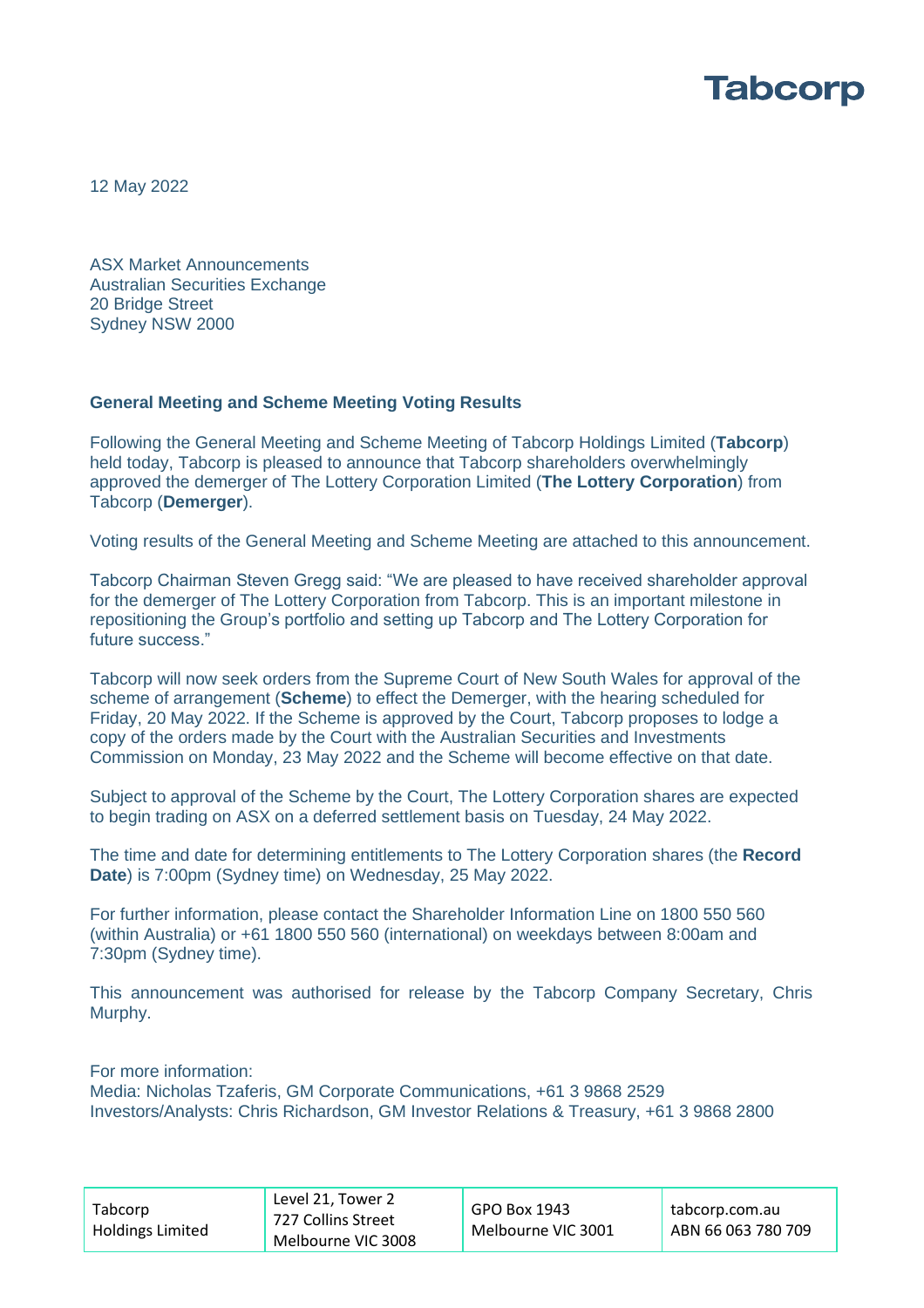12 May 2022

ASX Market Announcements
Australian Securities Exchange
20 Bridge Street
Sydney NSW 2000

**General Meeting and Scheme Meeting Voting Results**

Following the General Meeting and Scheme Meeting of Tabcorp Holdings Limited (**Tabcorp**) held today, Tabcorp is pleased to announce that Tabcorp shareholders overwhelmingly approved the demerger of The Lottery Corporation Limited (**The Lottery Corporation**) from Tabcorp (**Demerger**).

Voting results of the General Meeting and Scheme Meeting are attached to this announcement.

Tabcorp Chairman Steven Gregg said: "We are pleased to have received shareholder approval for the demerger of The Lottery Corporation from Tabcorp. This is an important milestone in repositioning the Group's portfolio and setting up Tabcorp and The Lottery Corporation for future success."

Tabcorp will now seek orders from the Supreme Court of New South Wales for approval of the scheme of arrangement (**Scheme**) to effect the Demerger, with the hearing scheduled for Friday, 20 May 2022. If the Scheme is approved by the Court, Tabcorp proposes to lodge a copy of the orders made by the Court with the Australian Securities and Investments Commission on Monday, 23 May 2022 and the Scheme will become effective on that date.

Subject to approval of the Scheme by the Court, The Lottery Corporation shares are expected to begin trading on ASX on a deferred settlement basis on Tuesday, 24 May 2022.

The time and date for determining entitlements to The Lottery Corporation shares (the **Record Date**) is 7:00pm (Sydney time) on Wednesday, 25 May 2022.

For further information, please contact the Shareholder Information Line on 1800 550 560 (within Australia) or +61 1800 550 560 (international) on weekdays between 8:00am and 7:30pm (Sydney time).

This announcement was authorised for release by the Tabcorp Company Secretary, Chris Murphy.

For more information:
Media: Nicholas Tzaferis, GM Corporate Communications, +61 3 9868 2529
Investors/Analysts: Chris Richardson, GM Investor Relations & Treasury, +61 3 9868 2800

| Tabcorp Holdings Limited | Level 21, Tower 2<br>727 Collins Street<br>Melbourne VIC 3008 | GPO Box 1943<br>Melbourne VIC 3001 | tabcorp.com.au<br>ABN 66 063 780 709 |
|---|---|---|---|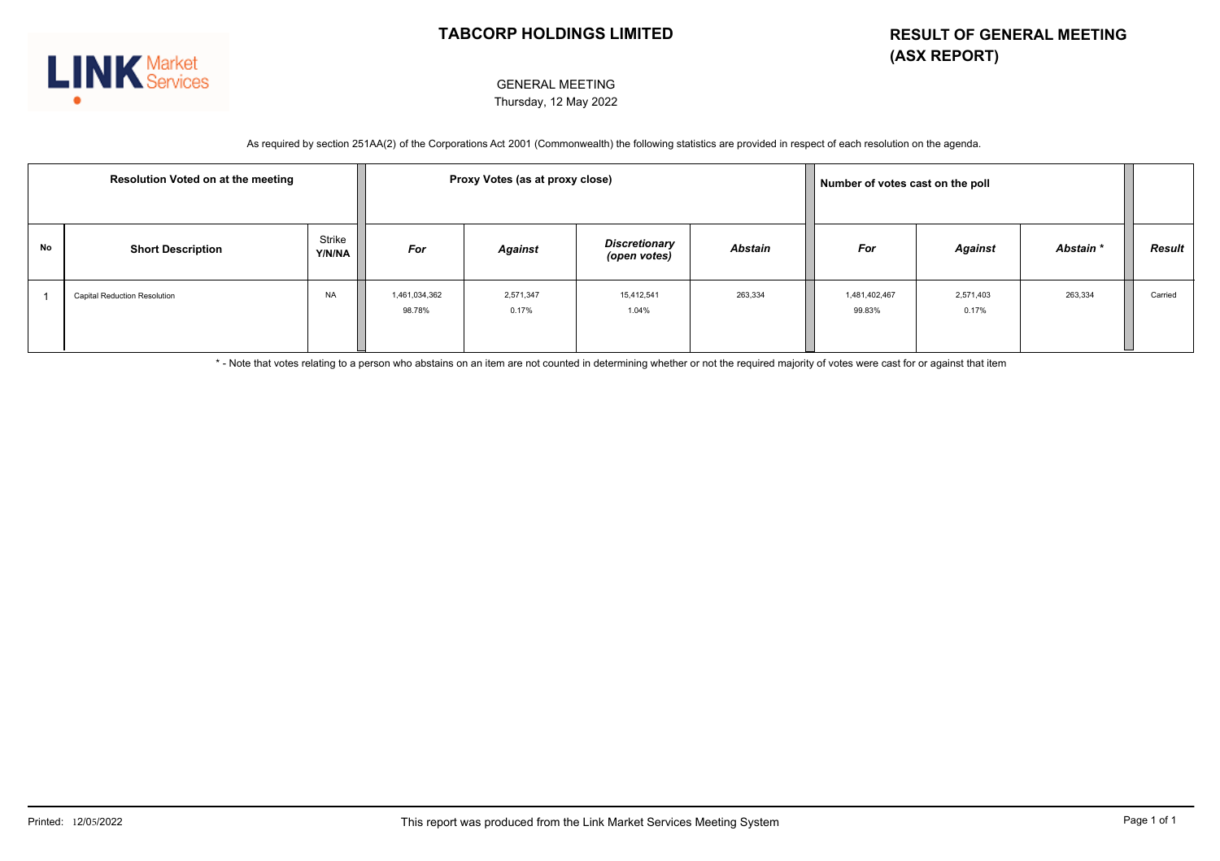# TABCORP HOLDINGS LIMITED

## RESULT OF GENERAL MEETING (ASX REPORT)

GENERAL MEETING
Thursday, 12 May 2022

As required by section 251AA(2) of the Corporations Act 2001 (Commonwealth) the following statistics are provided in respect of each resolution on the agenda.

| Resolution Voted on at the meeting | | | Proxy Votes (as at proxy close) | | | | Number of votes cast on the poll | | | |
|---|---|---|---|---|---|---|---|---|---|---|
| **No** | **Short Description** | **Strike Y/N/NA** | ***For*** | ***Against*** | ***Discretionary (open votes)*** | ***Abstain*** | ***For*** | ***Against*** | ***Abstain **** | ***Result*** |
| 1 | Capital Reduction Resolution | NA | 1,461,034,362 98.78% | 2,571,347 0.17% | 15,412,541 1.04% | 263,334 | 1,481,402,467 99.83% | 2,571,403 0.17% | 263,334 | Carried |

* - Note that votes relating to a person who abstains on an item are not counted in determining whether or not the required majority of votes were cast for or against that item

Printed: 12/05/2022 This report was produced from the Link Market Services Meeting System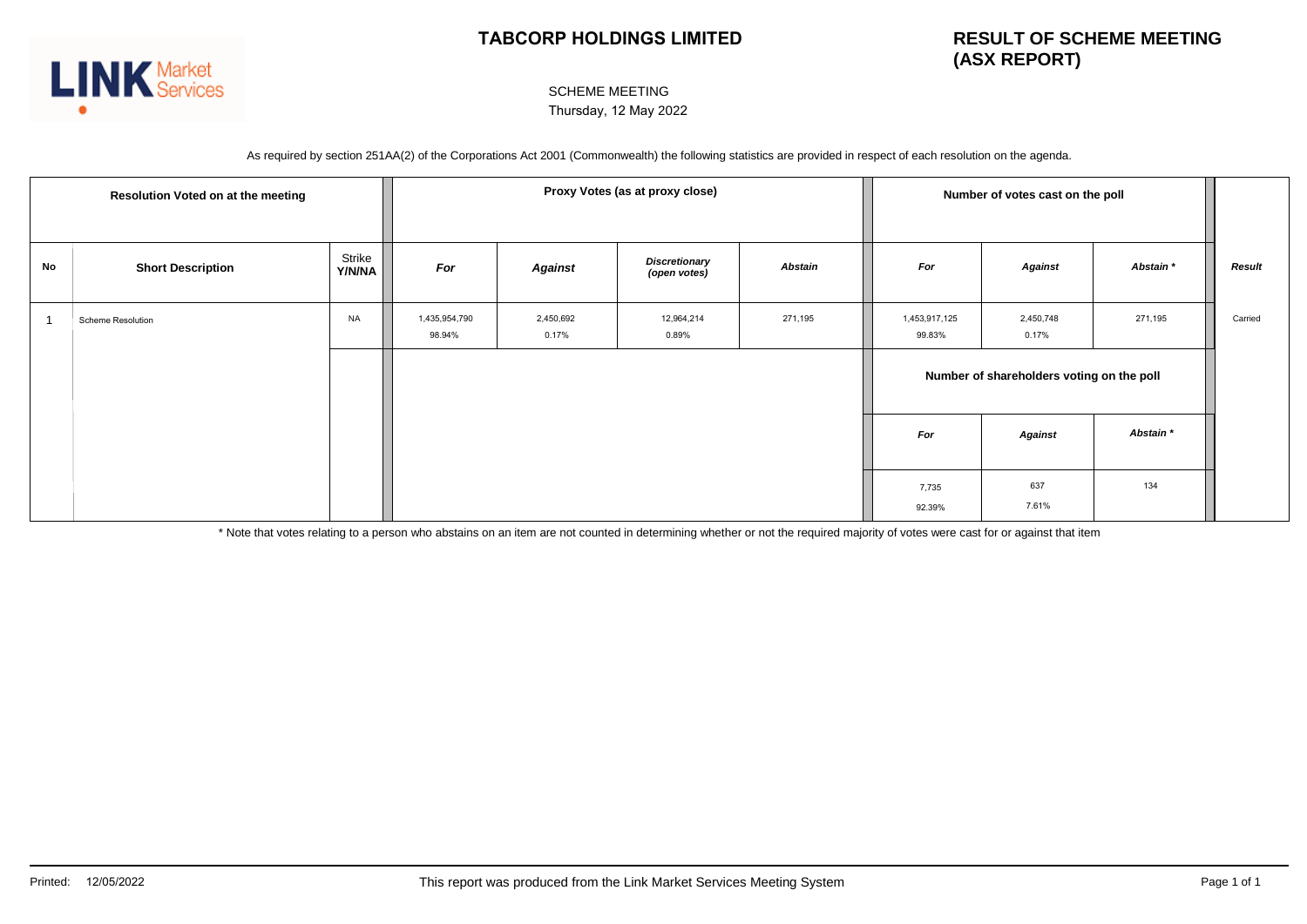# TABCORP HOLDINGS LIMITED

## RESULT OF SCHEME MEETING (ASX REPORT)

SCHEME MEETING
Thursday, 12 May 2022

As required by section 251AA(2) of the Corporations Act 2001 (Commonwealth) the following statistics are provided in respect of each resolution on the agenda.

| Resolution Voted on at the meeting | | | Proxy Votes (as at proxy close) | | | | Number of votes cast on the poll | | | |
|---|---|---|---|---|---|---|---|---|---|---|
| **No** | **Short Description** | **Strike Y/N/NA** | ***For*** | ***Against*** | ***Discretionary (open votes)*** | ***Abstain*** | ***For*** | ***Against*** | ***Abstain **** | ***Result*** |
| 1 | Scheme Resolution | NA | 1,435,954,790<br>98.94% | 2,450,692<br>0.17% | 12,964,214<br>0.89% | 271,195 | 1,453,917,125<br>99.83% | 2,450,748<br>0.17% | 271,195 | Carried |
| | | | | | | | **Number of shareholders voting on the poll** | | | |
| | | | | | | | ***For*** | ***Against*** | ***Abstain **** | |
| | | | | | | | 7,735<br>92.39% | 637<br>7.61% | 134 | |

* Note that votes relating to a person who abstains on an item are not counted in determining whether or not the required majority of votes were cast for or against that item

Printed: 12/05/2022

This report was produced from the Link Market Services Meeting System